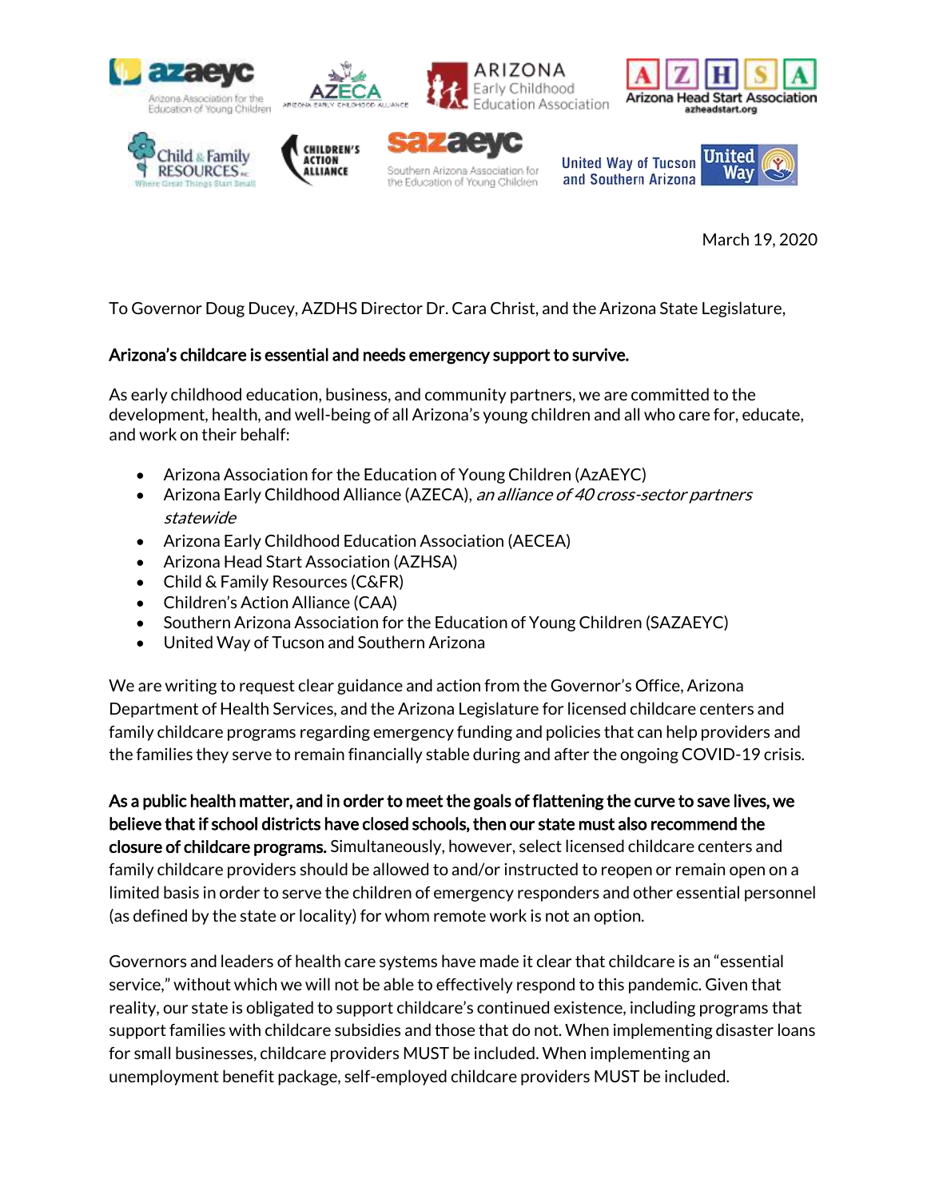March 19, 2020

To Governor Doug Ducey, AZDHS Director Dr. Cara Christ, and the Arizona State Legislature,

**Arizona's childcare is essential and needs emergency support to survive.**

As early childhood education, business, and community partners, we are committed to the development, health, and well-being of all Arizona's young children and all who care for, educate, and work on their behalf:

- Arizona Association for the Education of Young Children (AzAEYC)
- Arizona Early Childhood Alliance (AZECA), *an alliance of 40 cross-sector partners statewide*
- Arizona Early Childhood Education Association (AECEA)
- Arizona Head Start Association (AZHSA)
- Child & Family Resources (C&FR)
- Children's Action Alliance (CAA)
- Southern Arizona Association for the Education of Young Children (SAZAEYC)
- United Way of Tucson and Southern Arizona

We are writing to request clear guidance and action from the Governor's Office, Arizona Department of Health Services, and the Arizona Legislature for licensed childcare centers and family childcare programs regarding emergency funding and policies that can help providers and the families they serve to remain financially stable during and after the ongoing COVID-19 crisis.

**As a public health matter, and in order to meet the goals of flattening the curve to save lives, we believe that if school districts have closed schools, then our state must also recommend the closure of childcare programs.** Simultaneously, however, select licensed childcare centers and family childcare providers should be allowed to and/or instructed to reopen or remain open on a limited basis in order to serve the children of emergency responders and other essential personnel (as defined by the state or locality) for whom remote work is not an option.

Governors and leaders of health care systems have made it clear that childcare is an "essential service," without which we will not be able to effectively respond to this pandemic. Given that reality, our state is obligated to support childcare's continued existence, including programs that support families with childcare subsidies and those that do not. When implementing disaster loans for small businesses, childcare providers MUST be included. When implementing an unemployment benefit package, self-employed childcare providers MUST be included.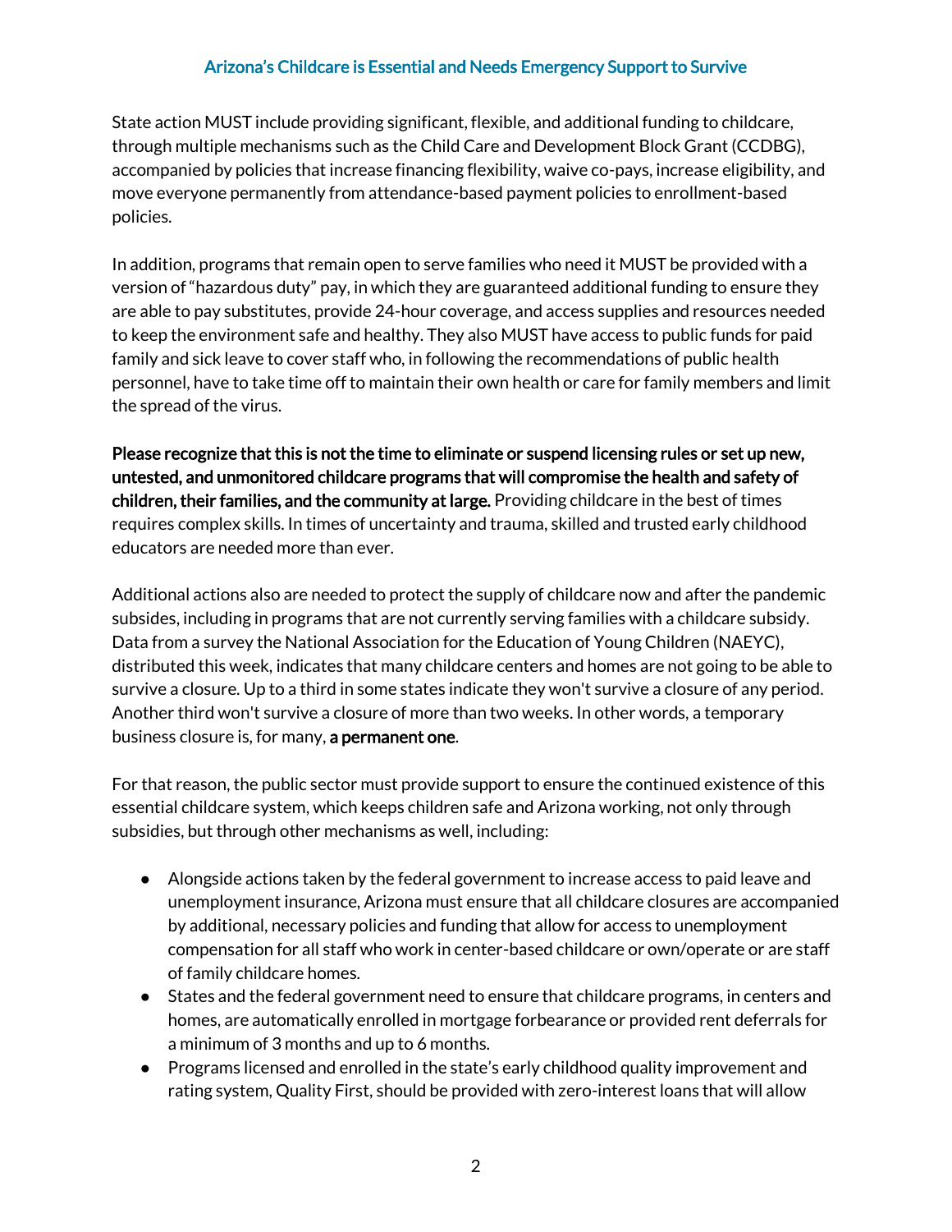Arizona's Childcare is Essential and Needs Emergency Support to Survive

State action MUST include providing significant, flexible, and additional funding to childcare, through multiple mechanisms such as the Child Care and Development Block Grant (CCDBG), accompanied by policies that increase financing flexibility, waive co-pays, increase eligibility, and move everyone permanently from attendance-based payment policies to enrollment-based policies.

In addition, programs that remain open to serve families who need it MUST be provided with a version of "hazardous duty" pay, in which they are guaranteed additional funding to ensure they are able to pay substitutes, provide 24-hour coverage, and access supplies and resources needed to keep the environment safe and healthy. They also MUST have access to public funds for paid family and sick leave to cover staff who, in following the recommendations of public health personnel, have to take time off to maintain their own health or care for family members and limit the spread of the virus.

**Please recognize that this is not the time to eliminate or suspend licensing rules or set up new, untested, and unmonitored childcare programs that will compromise the health and safety of children, their families, and the community at large.** Providing childcare in the best of times requires complex skills. In times of uncertainty and trauma, skilled and trusted early childhood educators are needed more than ever.

Additional actions also are needed to protect the supply of childcare now and after the pandemic subsides, including in programs that are not currently serving families with a childcare subsidy. Data from a survey the National Association for the Education of Young Children (NAEYC), distributed this week, indicates that many childcare centers and homes are not going to be able to survive a closure. Up to a third in some states indicate they won't survive a closure of any period. Another third won't survive a closure of more than two weeks. In other words, a temporary business closure is, for many, **a permanent one**.

For that reason, the public sector must provide support to ensure the continued existence of this essential childcare system, which keeps children safe and Arizona working, not only through subsidies, but through other mechanisms as well, including:

- Alongside actions taken by the federal government to increase access to paid leave and unemployment insurance, Arizona must ensure that all childcare closures are accompanied by additional, necessary policies and funding that allow for access to unemployment compensation for all staff who work in center-based childcare or own/operate or are staff of family childcare homes.
- States and the federal government need to ensure that childcare programs, in centers and homes, are automatically enrolled in mortgage forbearance or provided rent deferrals for a minimum of 3 months and up to 6 months.
- Programs licensed and enrolled in the state's early childhood quality improvement and rating system, Quality First, should be provided with zero-interest loans that will allow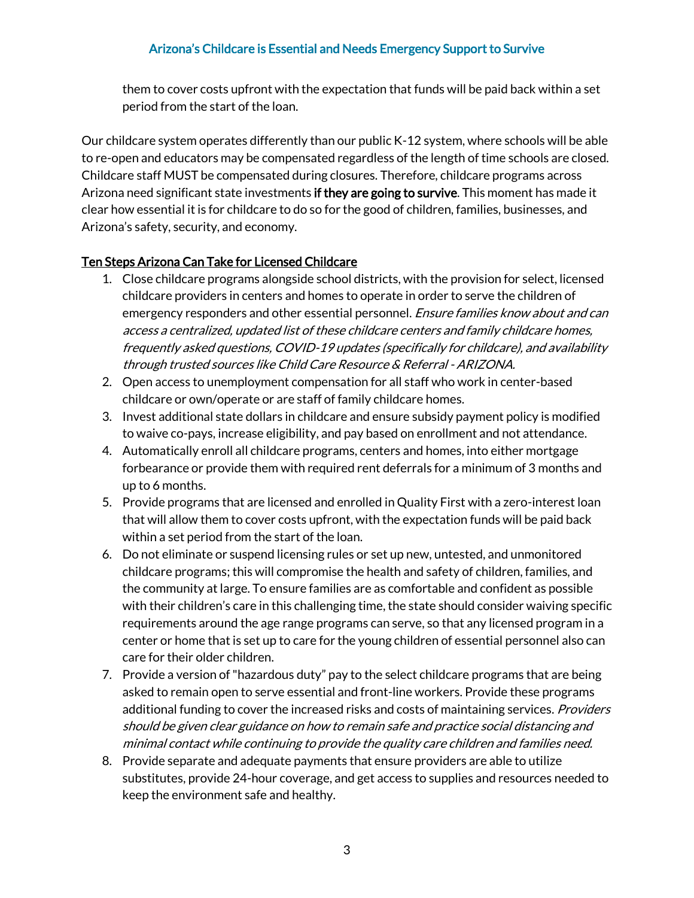them to cover costs upfront with the expectation that funds will be paid back within a set period from the start of the loan.

Our childcare system operates differently than our public K-12 system, where schools will be able to re-open and educators may be compensated regardless of the length of time schools are closed. Childcare staff MUST be compensated during closures. Therefore, childcare programs across Arizona need significant state investments **if they are going to survive**. This moment has made it clear how essential it is for childcare to do so for the good of children, families, businesses, and Arizona's safety, security, and economy.

## Ten Steps Arizona Can Take for Licensed Childcare

1. Close childcare programs alongside school districts, with the provision for select, licensed childcare providers in centers and homes to operate in order to serve the children of emergency responders and other essential personnel. *Ensure families know about and can access a centralized, updated list of these childcare centers and family childcare homes, frequently asked questions, COVID-19 updates (specifically for childcare), and availability through trusted sources like Child Care Resource & Referral - ARIZONA.*
2. Open access to unemployment compensation for all staff who work in center-based childcare or own/operate or are staff of family childcare homes.
3. Invest additional state dollars in childcare and ensure subsidy payment policy is modified to waive co-pays, increase eligibility, and pay based on enrollment and not attendance.
4. Automatically enroll all childcare programs, centers and homes, into either mortgage forbearance or provide them with required rent deferrals for a minimum of 3 months and up to 6 months.
5. Provide programs that are licensed and enrolled in Quality First with a zero-interest loan that will allow them to cover costs upfront, with the expectation funds will be paid back within a set period from the start of the loan.
6. Do not eliminate or suspend licensing rules or set up new, untested, and unmonitored childcare programs; this will compromise the health and safety of children, families, and the community at large. To ensure families are as comfortable and confident as possible with their children's care in this challenging time, the state should consider waiving specific requirements around the age range programs can serve, so that any licensed program in a center or home that is set up to care for the young children of essential personnel also can care for their older children.
7. Provide a version of "hazardous duty" pay to the select childcare programs that are being asked to remain open to serve essential and front-line workers. Provide these programs additional funding to cover the increased risks and costs of maintaining services. *Providers should be given clear guidance on how to remain safe and practice social distancing and minimal contact while continuing to provide the quality care children and families need.*
8. Provide separate and adequate payments that ensure providers are able to utilize substitutes, provide 24-hour coverage, and get access to supplies and resources needed to keep the environment safe and healthy.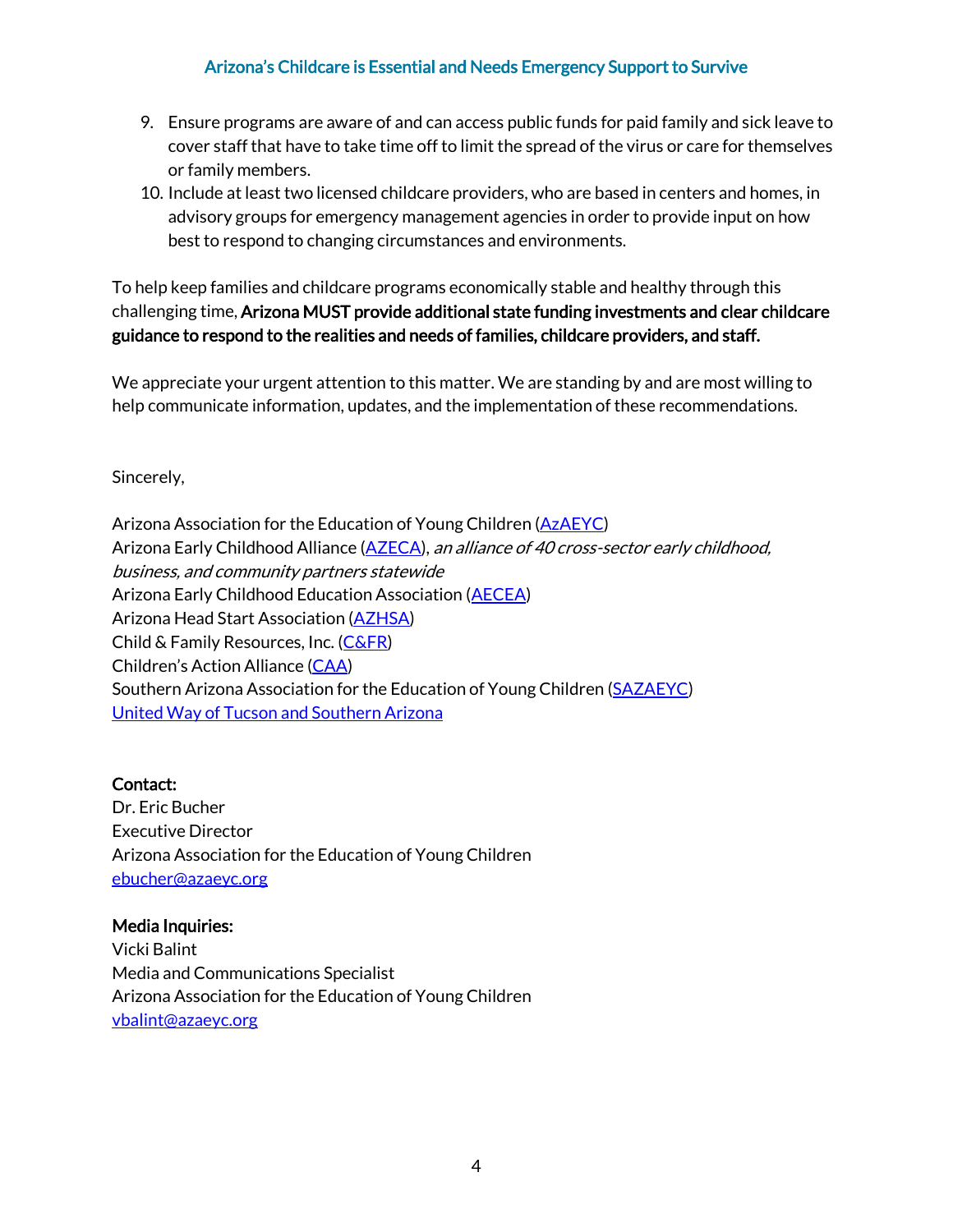9. Ensure programs are aware of and can access public funds for paid family and sick leave to cover staff that have to take time off to limit the spread of the virus or care for themselves or family members.
10. Include at least two licensed childcare providers, who are based in centers and homes, in advisory groups for emergency management agencies in order to provide input on how best to respond to changing circumstances and environments.

To help keep families and childcare programs economically stable and healthy through this challenging time, **Arizona MUST provide additional state funding investments and clear childcare guidance to respond to the realities and needs of families, childcare providers, and staff.**

We appreciate your urgent attention to this matter. We are standing by and are most willing to help communicate information, updates, and the implementation of these recommendations.

Sincerely,

Arizona Association for the Education of Young Children (AzAEYC)
Arizona Early Childhood Alliance (AZECA), *an alliance of 40 cross-sector early childhood, business, and community partners statewide*
Arizona Early Childhood Education Association (AECEA)
Arizona Head Start Association (AZHSA)
Child & Family Resources, Inc. (C&FR)
Children's Action Alliance (CAA)
Southern Arizona Association for the Education of Young Children (SAZAEYC)
United Way of Tucson and Southern Arizona

**Contact:**
Dr. Eric Bucher
Executive Director
Arizona Association for the Education of Young Children
ebucher@azaeyc.org

**Media Inquiries:**
Vicki Balint
Media and Communications Specialist
Arizona Association for the Education of Young Children
vbalint@azaeyc.org